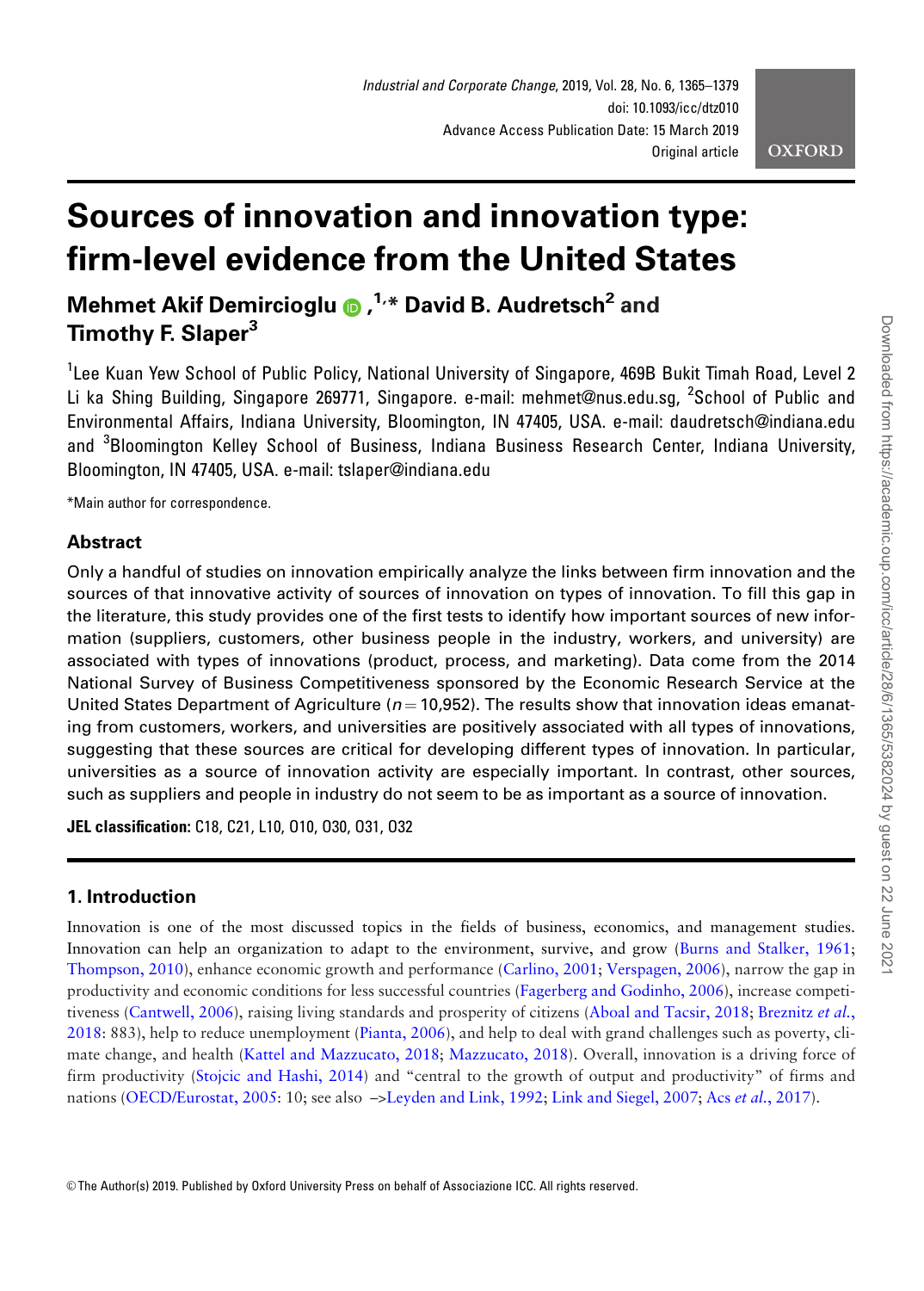# Sources of innovation and innovation type: firm-level evidence from the United States

**Mehmet Akif Demircioglu**[1,*] **David B. Audretsch**[2] **and Timothy F. Slaper**[3]

[1]Lee Kuan Yew School of Public Policy, National University of Singapore, 469B Bukit Timah Road, Level 2 Li ka Shing Building, Singapore 269771, Singapore. e-mail: mehmet@nus.edu.sg, [2]School of Public and Environmental Affairs, Indiana University, Bloomington, IN 47405, USA. e-mail: daudretsch@indiana.edu and [3]Bloomington Kelley School of Business, Indiana Business Research Center, Indiana University, Bloomington, IN 47405, USA. e-mail: tslaper@indiana.edu

*Main author for correspondence.

## Abstract

Only a handful of studies on innovation empirically analyze the links between firm innovation and the sources of that innovative activity of sources of innovation on types of innovation. To fill this gap in the literature, this study provides one of the first tests to identify how important sources of new information (suppliers, customers, other business people in the industry, workers, and university) are associated with types of innovations (product, process, and marketing). Data come from the 2014 National Survey of Business Competitiveness sponsored by the Economic Research Service at the United States Department of Agriculture ($n = 10{,}952$). The results show that innovation ideas emanating from customers, workers, and universities are positively associated with all types of innovations, suggesting that these sources are critical for developing different types of innovation. In particular, universities as a source of innovation activity are especially important. In contrast, other sources, such as suppliers and people in industry do not seem to be as important as a source of innovation.

**JEL classification:** C18, C21, L10, O10, O30, O31, O32

## 1. Introduction

Innovation is one of the most discussed topics in the fields of business, economics, and management studies. Innovation can help an organization to adapt to the environment, survive, and grow (Burns and Stalker, 1961; Thompson, 2010), enhance economic growth and performance (Carlino, 2001; Verspagen, 2006), narrow the gap in productivity and economic conditions for less successful countries (Fagerberg and Godinho, 2006), increase competitiveness (Cantwell, 2006), raising living standards and prosperity of citizens (Aboal and Tacsir, 2018; Breznitz *et al.*, 2018: 883), help to reduce unemployment (Pianta, 2006), and help to deal with grand challenges such as poverty, climate change, and health (Kattel and Mazzucato, 2018; Mazzucato, 2018). Overall, innovation is a driving force of firm productivity (Stojcic and Hashi, 2014) and "central to the growth of output and productivity" of firms and nations (OECD/Eurostat, 2005: 10; see also –>Leyden and Link, 1992; Link and Siegel, 2007; Acs *et al.*, 2017).

© The Author(s) 2019. Published by Oxford University Press on behalf of Associazione ICC. All rights reserved.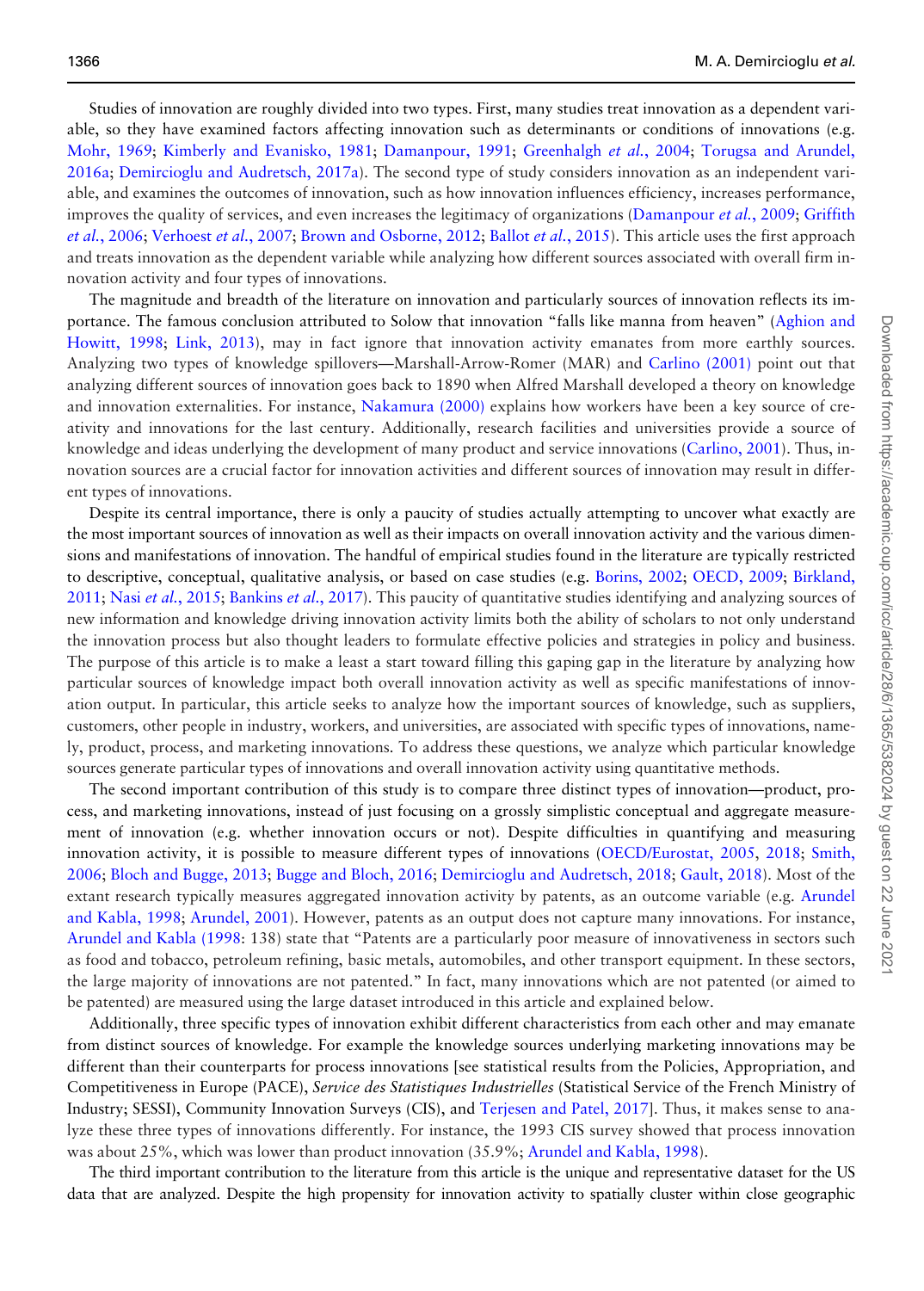Studies of innovation are roughly divided into two types. First, many studies treat innovation as a dependent variable, so they have examined factors affecting innovation such as determinants or conditions of innovations (e.g. Mohr, 1969; Kimberly and Evanisko, 1981; Damanpour, 1991; Greenhalgh *et al.*, 2004; Torugsa and Arundel, 2016a; Demircioglu and Audretsch, 2017a). The second type of study considers innovation as an independent variable, and examines the outcomes of innovation, such as how innovation influences efficiency, increases performance, improves the quality of services, and even increases the legitimacy of organizations (Damanpour *et al.*, 2009; Griffith *et al.*, 2006; Verhoest *et al.*, 2007; Brown and Osborne, 2012; Ballot *et al.*, 2015). This article uses the first approach and treats innovation as the dependent variable while analyzing how different sources associated with overall firm innovation activity and four types of innovations.

The magnitude and breadth of the literature on innovation and particularly sources of innovation reflects its importance. The famous conclusion attributed to Solow that innovation "falls like manna from heaven" (Aghion and Howitt, 1998; Link, 2013), may in fact ignore that innovation activity emanates from more earthly sources. Analyzing two types of knowledge spillovers—Marshall-Arrow-Romer (MAR) and Carlino (2001) point out that analyzing different sources of innovation goes back to 1890 when Alfred Marshall developed a theory on knowledge and innovation externalities. For instance, Nakamura (2000) explains how workers have been a key source of creativity and innovations for the last century. Additionally, research facilities and universities provide a source of knowledge and ideas underlying the development of many product and service innovations (Carlino, 2001). Thus, innovation sources are a crucial factor for innovation activities and different sources of innovation may result in different types of innovations.

Despite its central importance, there is only a paucity of studies actually attempting to uncover what exactly are the most important sources of innovation as well as their impacts on overall innovation activity and the various dimensions and manifestations of innovation. The handful of empirical studies found in the literature are typically restricted to descriptive, conceptual, qualitative analysis, or based on case studies (e.g. Borins, 2002; OECD, 2009; Birkland, 2011; Nasi *et al.*, 2015; Bankins *et al.*, 2017). This paucity of quantitative studies identifying and analyzing sources of new information and knowledge driving innovation activity limits both the ability of scholars to not only understand the innovation process but also thought leaders to formulate effective policies and strategies in policy and business. The purpose of this article is to make a least a start toward filling this gaping gap in the literature by analyzing how particular sources of knowledge impact both overall innovation activity as well as specific manifestations of innovation output. In particular, this article seeks to analyze how the important sources of knowledge, such as suppliers, customers, other people in industry, workers, and universities, are associated with specific types of innovations, namely, product, process, and marketing innovations. To address these questions, we analyze which particular knowledge sources generate particular types of innovations and overall innovation activity using quantitative methods.

The second important contribution of this study is to compare three distinct types of innovation—product, process, and marketing innovations, instead of just focusing on a grossly simplistic conceptual and aggregate measurement of innovation (e.g. whether innovation occurs or not). Despite difficulties in quantifying and measuring innovation activity, it is possible to measure different types of innovations (OECD/Eurostat, 2005, 2018; Smith, 2006; Bloch and Bugge, 2013; Bugge and Bloch, 2016; Demircioglu and Audretsch, 2018; Gault, 2018). Most of the extant research typically measures aggregated innovation activity by patents, as an outcome variable (e.g. Arundel and Kabla, 1998; Arundel, 2001). However, patents as an output does not capture many innovations. For instance, Arundel and Kabla (1998: 138) state that "Patents are a particularly poor measure of innovativeness in sectors such as food and tobacco, petroleum refining, basic metals, automobiles, and other transport equipment. In these sectors, the large majority of innovations are not patented." In fact, many innovations which are not patented (or aimed to be patented) are measured using the large dataset introduced in this article and explained below.

Additionally, three specific types of innovation exhibit different characteristics from each other and may emanate from distinct sources of knowledge. For example the knowledge sources underlying marketing innovations may be different than their counterparts for process innovations [see statistical results from the Policies, Appropriation, and Competitiveness in Europe (PACE), *Service des Statistiques Industrielles* (Statistical Service of the French Ministry of Industry; SESSI), Community Innovation Surveys (CIS), and Terjesen and Patel, 2017]. Thus, it makes sense to analyze these three types of innovations differently. For instance, the 1993 CIS survey showed that process innovation was about 25%, which was lower than product innovation (35.9%; Arundel and Kabla, 1998).

The third important contribution to the literature from this article is the unique and representative dataset for the US data that are analyzed. Despite the high propensity for innovation activity to spatially cluster within close geographic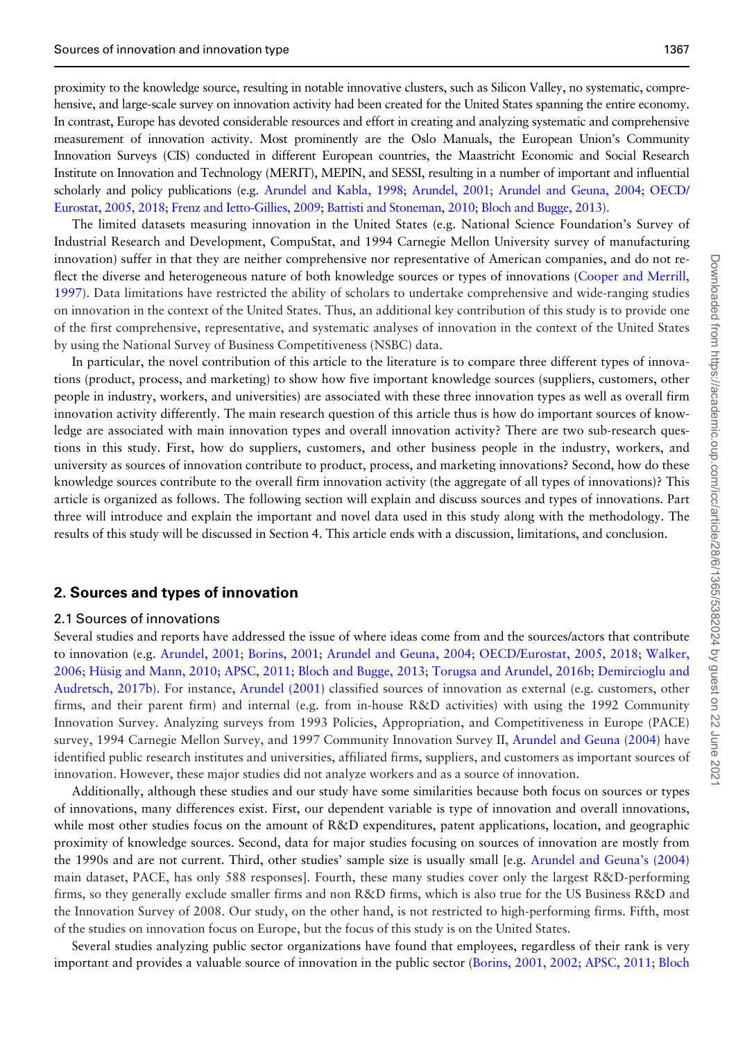proximity to the knowledge source, resulting in notable innovative clusters, such as Silicon Valley, no systematic, comprehensive, and large-scale survey on innovation activity had been created for the United States spanning the entire economy. In contrast, Europe has devoted considerable resources and effort in creating and analyzing systematic and comprehensive measurement of innovation activity. Most prominently are the Oslo Manuals, the European Union's Community Innovation Surveys (CIS) conducted in different European countries, the Maastricht Economic and Social Research Institute on Innovation and Technology (MERIT), MEPIN, and SESSI, resulting in a number of important and influential scholarly and policy publications (e.g. Arundel and Kabla, 1998; Arundel, 2001; Arundel and Geuna, 2004; OECD/Eurostat, 2005, 2018; Frenz and Ietto-Gillies, 2009; Battisti and Stoneman, 2010; Bloch and Bugge, 2013).

The limited datasets measuring innovation in the United States (e.g. National Science Foundation's Survey of Industrial Research and Development, CompuStat, and 1994 Carnegie Mellon University survey of manufacturing innovation) suffer in that they are neither comprehensive nor representative of American companies, and do not reflect the diverse and heterogeneous nature of both knowledge sources or types of innovations (Cooper and Merrill, 1997). Data limitations have restricted the ability of scholars to undertake comprehensive and wide-ranging studies on innovation in the context of the United States. Thus, an additional key contribution of this study is to provide one of the first comprehensive, representative, and systematic analyses of innovation in the context of the United States by using the National Survey of Business Competitiveness (NSBC) data.

In particular, the novel contribution of this article to the literature is to compare three different types of innovations (product, process, and marketing) to show how five important knowledge sources (suppliers, customers, other people in industry, workers, and universities) are associated with these three innovation types as well as overall firm innovation activity differently. The main research question of this article thus is how do important sources of knowledge are associated with main innovation types and overall innovation activity? There are two sub-research questions in this study. First, how do suppliers, customers, and other business people in the industry, workers, and university as sources of innovation contribute to product, process, and marketing innovations? Second, how do these knowledge sources contribute to the overall firm innovation activity (the aggregate of all types of innovations)? This article is organized as follows. The following section will explain and discuss sources and types of innovations. Part three will introduce and explain the important and novel data used in this study along with the methodology. The results of this study will be discussed in Section 4. This article ends with a discussion, limitations, and conclusion.

## 2. Sources and types of innovation

### 2.1 Sources of innovations

Several studies and reports have addressed the issue of where ideas come from and the sources/actors that contribute to innovation (e.g. Arundel, 2001; Borins, 2001; Arundel and Geuna, 2004; OECD/Eurostat, 2005, 2018; Walker, 2006; Hüsig and Mann, 2010; APSC, 2011; Bloch and Bugge, 2013; Torugsa and Arundel, 2016b; Demircioglu and Audretsch, 2017b). For instance, Arundel (2001) classified sources of innovation as external (e.g. customers, other firms, and their parent firm) and internal (e.g. from in-house R&D activities) with using the 1992 Community Innovation Survey. Analyzing surveys from 1993 Policies, Appropriation, and Competitiveness in Europe (PACE) survey, 1994 Carnegie Mellon Survey, and 1997 Community Innovation Survey II, Arundel and Geuna (2004) have identified public research institutes and universities, affiliated firms, suppliers, and customers as important sources of innovation. However, these major studies did not analyze workers and as a source of innovation.

Additionally, although these studies and our study have some similarities because both focus on sources or types of innovations, many differences exist. First, our dependent variable is type of innovation and overall innovations, while most other studies focus on the amount of R&D expenditures, patent applications, location, and geographic proximity of knowledge sources. Second, data for major studies focusing on sources of innovation are mostly from the 1990s and are not current. Third, other studies' sample size is usually small [e.g. Arundel and Geuna's (2004) main dataset, PACE, has only 588 responses]. Fourth, these many studies cover only the largest R&D-performing firms, so they generally exclude smaller firms and non R&D firms, which is also true for the US Business R&D and the Innovation Survey of 2008. Our study, on the other hand, is not restricted to high-performing firms. Fifth, most of the studies on innovation focus on Europe, but the focus of this study is on the United States.

Several studies analyzing public sector organizations have found that employees, regardless of their rank is very important and provides a valuable source of innovation in the public sector (Borins, 2001, 2002; APSC, 2011; Bloch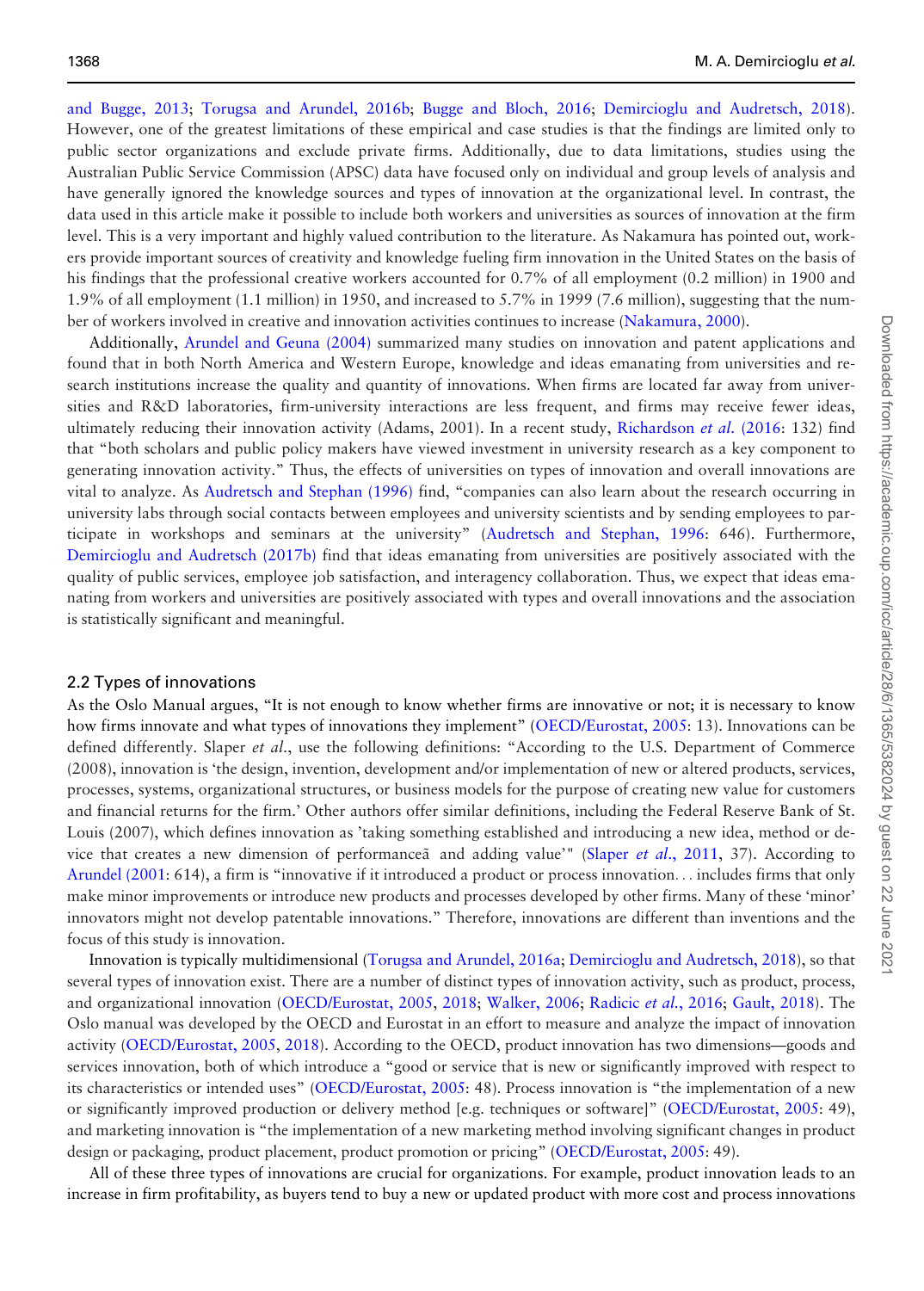and Bugge, 2013; Torugsa and Arundel, 2016b; Bugge and Bloch, 2016; Demircioglu and Audretsch, 2018). However, one of the greatest limitations of these empirical and case studies is that the findings are limited only to public sector organizations and exclude private firms. Additionally, due to data limitations, studies using the Australian Public Service Commission (APSC) data have focused only on individual and group levels of analysis and have generally ignored the knowledge sources and types of innovation at the organizational level. In contrast, the data used in this article make it possible to include both workers and universities as sources of innovation at the firm level. This is a very important and highly valued contribution to the literature. As Nakamura has pointed out, workers provide important sources of creativity and knowledge fueling firm innovation in the United States on the basis of his findings that the professional creative workers accounted for 0.7% of all employment (0.2 million) in 1900 and 1.9% of all employment (1.1 million) in 1950, and increased to 5.7% in 1999 (7.6 million), suggesting that the number of workers involved in creative and innovation activities continues to increase (Nakamura, 2000).

Additionally, Arundel and Geuna (2004) summarized many studies on innovation and patent applications and found that in both North America and Western Europe, knowledge and ideas emanating from universities and research institutions increase the quality and quantity of innovations. When firms are located far away from universities and R&D laboratories, firm-university interactions are less frequent, and firms may receive fewer ideas, ultimately reducing their innovation activity (Adams, 2001). In a recent study, Richardson *et al.* (2016: 132) find that "both scholars and public policy makers have viewed investment in university research as a key component to generating innovation activity." Thus, the effects of universities on types of innovation and overall innovations are vital to analyze. As Audretsch and Stephan (1996) find, "companies can also learn about the research occurring in university labs through social contacts between employees and university scientists and by sending employees to participate in workshops and seminars at the university" (Audretsch and Stephan, 1996: 646). Furthermore, Demircioglu and Audretsch (2017b) find that ideas emanating from universities are positively associated with the quality of public services, employee job satisfaction, and interagency collaboration. Thus, we expect that ideas emanating from workers and universities are positively associated with types and overall innovations and the association is statistically significant and meaningful.

## 2.2 Types of innovations

As the Oslo Manual argues, "It is not enough to know whether firms are innovative or not; it is necessary to know how firms innovate and what types of innovations they implement" (OECD/Eurostat, 2005: 13). Innovations can be defined differently. Slaper *et al.*, use the following definitions: "According to the U.S. Department of Commerce (2008), innovation is 'the design, invention, development and/or implementation of new or altered products, services, processes, systems, organizational structures, or business models for the purpose of creating new value for customers and financial returns for the firm.' Other authors offer similar definitions, including the Federal Reserve Bank of St. Louis (2007), which defines innovation as 'taking something established and introducing a new idea, method or device that creates a new dimension of performanceã and adding value'" (Slaper *et al.*, 2011, 37). According to Arundel (2001: 614), a firm is "innovative if it introduced a product or process innovation… includes firms that only make minor improvements or introduce new products and processes developed by other firms. Many of these 'minor' innovators might not develop patentable innovations." Therefore, innovations are different than inventions and the focus of this study is innovation.

Innovation is typically multidimensional (Torugsa and Arundel, 2016a; Demircioglu and Audretsch, 2018), so that several types of innovation exist. There are a number of distinct types of innovation activity, such as product, process, and organizational innovation (OECD/Eurostat, 2005, 2018; Walker, 2006; Radicic *et al.*, 2016; Gault, 2018). The Oslo manual was developed by the OECD and Eurostat in an effort to measure and analyze the impact of innovation activity (OECD/Eurostat, 2005, 2018). According to the OECD, product innovation has two dimensions—goods and services innovation, both of which introduce a "good or service that is new or significantly improved with respect to its characteristics or intended uses" (OECD/Eurostat, 2005: 48). Process innovation is "the implementation of a new or significantly improved production or delivery method [e.g. techniques or software]" (OECD/Eurostat, 2005: 49), and marketing innovation is "the implementation of a new marketing method involving significant changes in product design or packaging, product placement, product promotion or pricing" (OECD/Eurostat, 2005: 49).

All of these three types of innovations are crucial for organizations. For example, product innovation leads to an increase in firm profitability, as buyers tend to buy a new or updated product with more cost and process innovations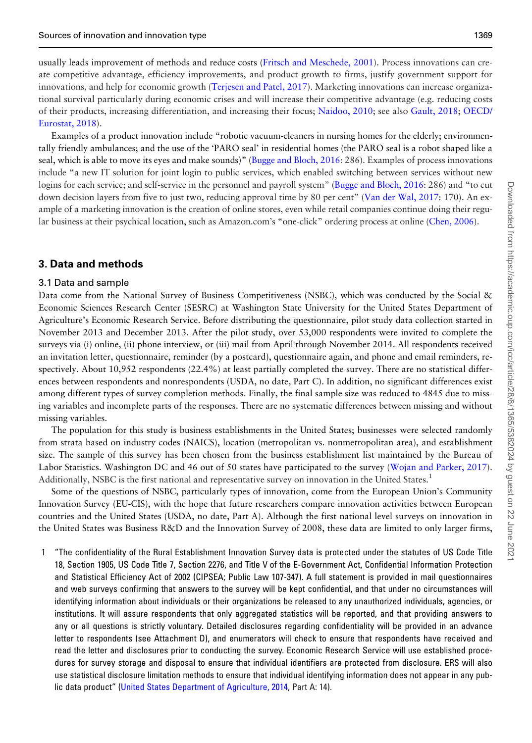usually leads improvement of methods and reduce costs (Fritsch and Meschede, 2001). Process innovations can create competitive advantage, efficiency improvements, and product growth to firms, justify government support for innovations, and help for economic growth (Terjesen and Patel, 2017). Marketing innovations can increase organizational survival particularly during economic crises and will increase their competitive advantage (e.g. reducing costs of their products, increasing differentiation, and increasing their focus; Naidoo, 2010; see also Gault, 2018; OECD/Eurostat, 2018).

Examples of a product innovation include "robotic vacuum-cleaners in nursing homes for the elderly; environmentally friendly ambulances; and the use of the 'PARO seal' in residential homes (the PARO seal is a robot shaped like a seal, which is able to move its eyes and make sounds)" (Bugge and Bloch, 2016: 286). Examples of process innovations include "a new IT solution for joint login to public services, which enabled switching between services without new logins for each service; and self-service in the personnel and payroll system" (Bugge and Bloch, 2016: 286) and "to cut down decision layers from five to just two, reducing approval time by 80 per cent" (Van der Wal, 2017: 170). An example of a marketing innovation is the creation of online stores, even while retail companies continue doing their regular business at their psychical location, such as Amazon.com's "one-click" ordering process at online (Chen, 2006).

## 3. Data and methods

### 3.1 Data and sample

Data come from the National Survey of Business Competitiveness (NSBC), which was conducted by the Social & Economic Sciences Research Center (SESRC) at Washington State University for the United States Department of Agriculture's Economic Research Service. Before distributing the questionnaire, pilot study data collection started in November 2013 and December 2013. After the pilot study, over 53,000 respondents were invited to complete the surveys via (i) online, (ii) phone interview, or (iii) mail from April through November 2014. All respondents received an invitation letter, questionnaire, reminder (by a postcard), questionnaire again, and phone and email reminders, respectively. About 10,952 respondents (22.4%) at least partially completed the survey. There are no statistical differences between respondents and nonrespondents (USDA, no date, Part C). In addition, no significant differences exist among different types of survey completion methods. Finally, the final sample size was reduced to 4845 due to missing variables and incomplete parts of the responses. There are no systematic differences between missing and without missing variables.

The population for this study is business establishments in the United States; businesses were selected randomly from strata based on industry codes (NAICS), location (metropolitan vs. nonmetropolitan area), and establishment size. The sample of this survey has been chosen from the business establishment list maintained by the Bureau of Labor Statistics. Washington DC and 46 out of 50 states have participated to the survey (Wojan and Parker, 2017). Additionally, NSBC is the first national and representative survey on innovation in the United States.[1]

Some of the questions of NSBC, particularly types of innovation, come from the European Union's Community Innovation Survey (EU-CIS), with the hope that future researchers compare innovation activities between European countries and the United States (USDA, no date, Part A). Although the first national level surveys on innovation in the United States was Business R&D and the Innovation Survey of 2008, these data are limited to only larger firms,

1 "The confidentiality of the Rural Establishment Innovation Survey data is protected under the statutes of US Code Title 18, Section 1905, US Code Title 7, Section 2276, and Title V of the E-Government Act, Confidential Information Protection and Statistical Efficiency Act of 2002 (CIPSEA; Public Law 107-347). A full statement is provided in mail questionnaires and web surveys confirming that answers to the survey will be kept confidential, and that under no circumstances will identifying information about individuals or their organizations be released to any unauthorized individuals, agencies, or institutions. It will assure respondents that only aggregated statistics will be reported, and that providing answers to any or all questions is strictly voluntary. Detailed disclosures regarding confidentiality will be provided in an advance letter to respondents (see Attachment D), and enumerators will check to ensure that respondents have received and read the letter and disclosures prior to conducting the survey. Economic Research Service will use established procedures for survey storage and disposal to ensure that individual identifiers are protected from disclosure. ERS will also use statistical disclosure limitation methods to ensure that individual identifying information does not appear in any public data product" (United States Department of Agriculture, 2014, Part A: 14).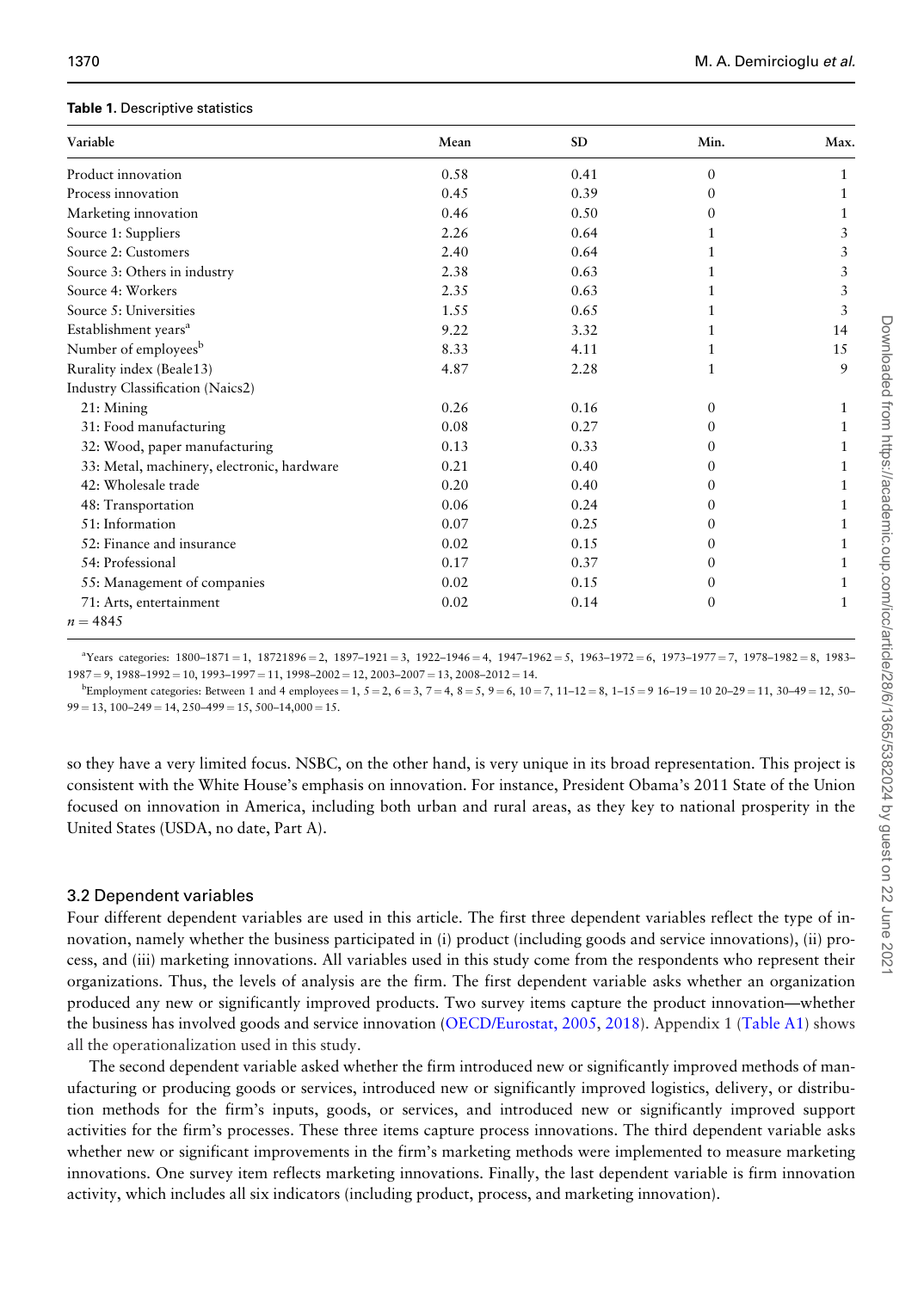**Table 1.** Descriptive statistics

| Variable | Mean | SD | Min. | Max. |
|---|---|---|---|---|
| Product innovation | 0.58 | 0.41 | 0 | 1 |
| Process innovation | 0.45 | 0.39 | 0 | 1 |
| Marketing innovation | 0.46 | 0.50 | 0 | 1 |
| Source 1: Suppliers | 2.26 | 0.64 | 1 | 3 |
| Source 2: Customers | 2.40 | 0.64 | 1 | 3 |
| Source 3: Others in industry | 2.38 | 0.63 | 1 | 3 |
| Source 4: Workers | 2.35 | 0.63 | 1 | 3 |
| Source 5: Universities | 1.55 | 0.65 | 1 | 3 |
| Establishment years[a] | 9.22 | 3.32 | 1 | 14 |
| Number of employees[b] | 8.33 | 4.11 | 1 | 15 |
| Rurality index (Beale13) | 4.87 | 2.28 | 1 | 9 |
| Industry Classification (Naics2) | | | | |
| 21: Mining | 0.26 | 0.16 | 0 | 1 |
| 31: Food manufacturing | 0.08 | 0.27 | 0 | 1 |
| 32: Wood, paper manufacturing | 0.13 | 0.33 | 0 | 1 |
| 33: Metal, machinery, electronic, hardware | 0.21 | 0.40 | 0 | 1 |
| 42: Wholesale trade | 0.20 | 0.40 | 0 | 1 |
| 48: Transportation | 0.06 | 0.24 | 0 | 1 |
| 51: Information | 0.07 | 0.25 | 0 | 1 |
| 52: Finance and insurance | 0.02 | 0.15 | 0 | 1 |
| 54: Professional | 0.17 | 0.37 | 0 | 1 |
| 55: Management of companies | 0.02 | 0.15 | 0 | 1 |
| 71: Arts, entertainment | 0.02 | 0.14 | 0 | 1 |
| $n = 4845$ | | | | |

[a]Years categories: 1800–1871 = 1, 18721896 = 2, 1897–1921 = 3, 1922–1946 = 4, 1947–1962 = 5, 1963–1972 = 6, 1973–1977 = 7, 1978–1982 = 8, 1983–1987 = 9, 1988–1992 = 10, 1993–1997 = 11, 1998–2002 = 12, 2003–2007 = 13, 2008–2012 = 14.

[b]Employment categories: Between 1 and 4 employees = 1, 5 = 2, 6 = 3, 7 = 4, 8 = 5, 9 = 6, 10 = 7, 11–12 = 8, 1–15 = 9 16–19 = 10 20–29 = 11, 30–49 = 12, 50–99 = 13, 100–249 = 14, 250–499 = 15, 500–14,000 = 15.

so they have a very limited focus. NSBC, on the other hand, is very unique in its broad representation. This project is consistent with the White House's emphasis on innovation. For instance, President Obama's 2011 State of the Union focused on innovation in America, including both urban and rural areas, as they key to national prosperity in the United States (USDA, no date, Part A).

### 3.2 Dependent variables

Four different dependent variables are used in this article. The first three dependent variables reflect the type of innovation, namely whether the business participated in (i) product (including goods and service innovations), (ii) process, and (iii) marketing innovations. All variables used in this study come from the respondents who represent their organizations. Thus, the levels of analysis are the firm. The first dependent variable asks whether an organization produced any new or significantly improved products. Two survey items capture the product innovation—whether the business has involved goods and service innovation (OECD/Eurostat, 2005, 2018). Appendix 1 (Table A1) shows all the operationalization used in this study.

The second dependent variable asked whether the firm introduced new or significantly improved methods of manufacturing or producing goods or services, introduced new or significantly improved logistics, delivery, or distribution methods for the firm's inputs, goods, or services, and introduced new or significantly improved support activities for the firm's processes. These three items capture process innovations. The third dependent variable asks whether new or significant improvements in the firm's marketing methods were implemented to measure marketing innovations. One survey item reflects marketing innovations. Finally, the last dependent variable is firm innovation activity, which includes all six indicators (including product, process, and marketing innovation).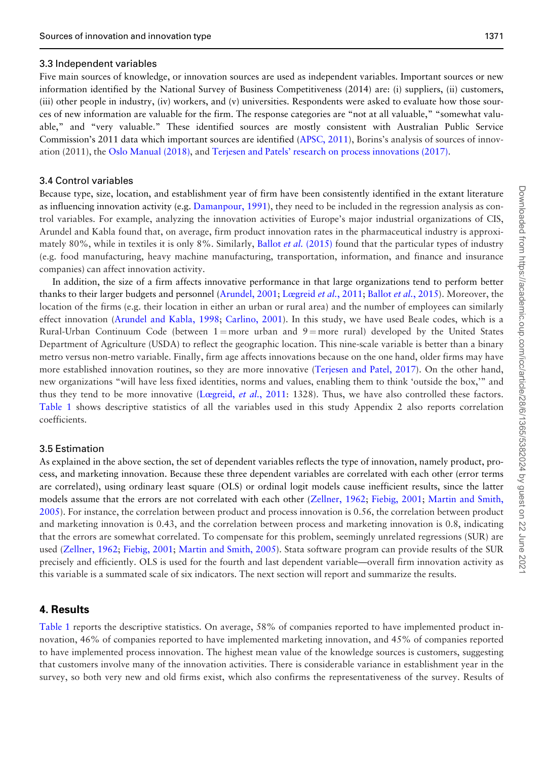### 3.3 Independent variables

Five main sources of knowledge, or innovation sources are used as independent variables. Important sources or new information identified by the National Survey of Business Competitiveness (2014) are: (i) suppliers, (ii) customers, (iii) other people in industry, (iv) workers, and (v) universities. Respondents were asked to evaluate how those sources of new information are valuable for the firm. The response categories are "not at all valuable," "somewhat valuable," and "very valuable." These identified sources are mostly consistent with Australian Public Service Commission's 2011 data which important sources are identified (APSC, 2011), Borins's analysis of sources of innovation (2011), the Oslo Manual (2018), and Terjesen and Patels' research on process innovations (2017).

### 3.4 Control variables

Because type, size, location, and establishment year of firm have been consistently identified in the extant literature as influencing innovation activity (e.g. Damanpour, 1991), they need to be included in the regression analysis as control variables. For example, analyzing the innovation activities of Europe's major industrial organizations of CIS, Arundel and Kabla found that, on average, firm product innovation rates in the pharmaceutical industry is approximately 80%, while in textiles it is only 8%. Similarly, Ballot *et al.* (2015) found that the particular types of industry (e.g. food manufacturing, heavy machine manufacturing, transportation, information, and finance and insurance companies) can affect innovation activity.

In addition, the size of a firm affects innovative performance in that large organizations tend to perform better thanks to their larger budgets and personnel (Arundel, 2001; Lægreid *et al.*, 2011; Ballot *et al.*, 2015). Moreover, the location of the firms (e.g. their location in either an urban or rural area) and the number of employees can similarly effect innovation (Arundel and Kabla, 1998; Carlino, 2001). In this study, we have used Beale codes, which is a Rural-Urban Continuum Code (between 1 = more urban and 9 = more rural) developed by the United States Department of Agriculture (USDA) to reflect the geographic location. This nine-scale variable is better than a binary metro versus non-metro variable. Finally, firm age affects innovations because on the one hand, older firms may have more established innovation routines, so they are more innovative (Terjesen and Patel, 2017). On the other hand, new organizations "will have less fixed identities, norms and values, enabling them to think 'outside the box,'" and thus they tend to be more innovative (Lægreid, *et al.*, 2011: 1328). Thus, we have also controlled these factors. Table 1 shows descriptive statistics of all the variables used in this study Appendix 2 also reports correlation coefficients.

### 3.5 Estimation

As explained in the above section, the set of dependent variables reflects the type of innovation, namely product, process, and marketing innovation. Because these three dependent variables are correlated with each other (error terms are correlated), using ordinary least square (OLS) or ordinal logit models cause inefficient results, since the latter models assume that the errors are not correlated with each other (Zellner, 1962; Fiebig, 2001; Martin and Smith, 2005). For instance, the correlation between product and process innovation is 0.56, the correlation between product and marketing innovation is 0.43, and the correlation between process and marketing innovation is 0.8, indicating that the errors are somewhat correlated. To compensate for this problem, seemingly unrelated regressions (SUR) are used (Zellner, 1962; Fiebig, 2001; Martin and Smith, 2005). Stata software program can provide results of the SUR precisely and efficiently. OLS is used for the fourth and last dependent variable—overall firm innovation activity as this variable is a summated scale of six indicators. The next section will report and summarize the results.

## 4. Results

Table 1 reports the descriptive statistics. On average, 58% of companies reported to have implemented product innovation, 46% of companies reported to have implemented marketing innovation, and 45% of companies reported to have implemented process innovation. The highest mean value of the knowledge sources is customers, suggesting that customers involve many of the innovation activities. There is considerable variance in establishment year in the survey, so both very new and old firms exist, which also confirms the representativeness of the survey. Results of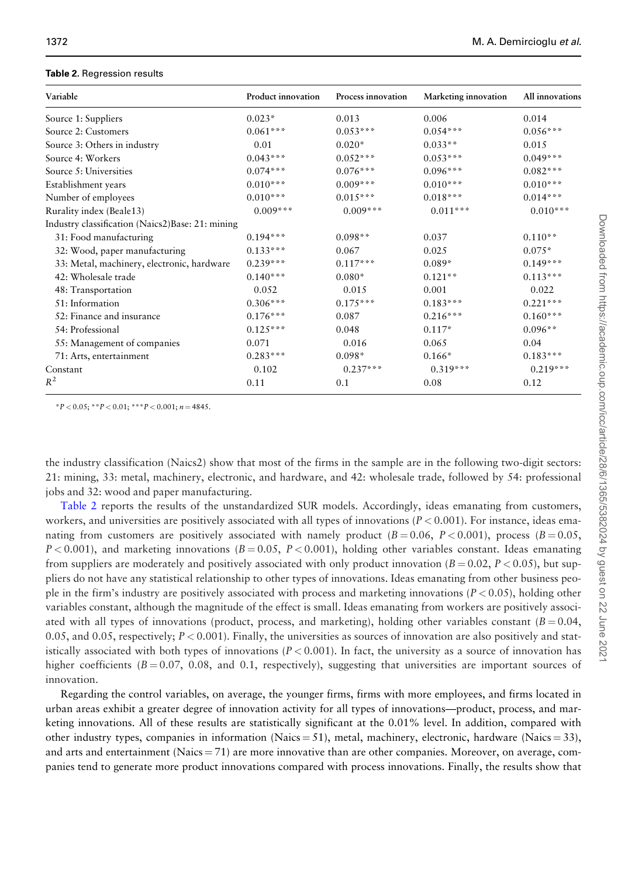**Table 2.** Regression results

| Variable | Product innovation | Process innovation | Marketing innovation | All innovations |
|---|---|---|---|---|
| Source 1: Suppliers | 0.023* | 0.013 | 0.006 | 0.014 |
| Source 2: Customers | 0.061*** | 0.053*** | 0.054*** | 0.056*** |
| Source 3: Others in industry | 0.01 | 0.020* | 0.033** | 0.015 |
| Source 4: Workers | 0.043*** | 0.052*** | 0.053*** | 0.049*** |
| Source 5: Universities | 0.074*** | 0.076*** | 0.096*** | 0.082*** |
| Establishment years | 0.010*** | 0.009*** | 0.010*** | 0.010*** |
| Number of employees | 0.010*** | 0.015*** | 0.018*** | 0.014*** |
| Rurality index (Beale13) | 0.009*** | 0.009*** | 0.011*** | 0.010*** |
| Industry classification (Naics2)Base: 21: mining | | | | |
| 31: Food manufacturing | 0.194*** | 0.098** | 0.037 | 0.110** |
| 32: Wood, paper manufacturing | 0.133*** | 0.067 | 0.025 | 0.075* |
| 33: Metal, machinery, electronic, hardware | 0.239*** | 0.117*** | 0.089* | 0.149*** |
| 42: Wholesale trade | 0.140*** | 0.080* | 0.121** | 0.113*** |
| 48: Transportation | 0.052 | 0.015 | 0.001 | 0.022 |
| 51: Information | 0.306*** | 0.175*** | 0.183*** | 0.221*** |
| 52: Finance and insurance | 0.176*** | 0.087 | 0.216*** | 0.160*** |
| 54: Professional | 0.125*** | 0.048 | 0.117* | 0.096** |
| 55: Management of companies | 0.071 | 0.016 | 0.065 | 0.04 |
| 71: Arts, entertainment | 0.283*** | 0.098* | 0.166* | 0.183*** |
| Constant | 0.102 | 0.237*** | 0.319*** | 0.219*** |
| $R^2$ | 0.11 | 0.1 | 0.08 | 0.12 |

*$P < 0.05$; **$P < 0.01$; ***$P < 0.001$; $n = 4845$.

the industry classification (Naics2) show that most of the firms in the sample are in the following two-digit sectors: 21: mining, 33: metal, machinery, electronic, and hardware, and 42: wholesale trade, followed by 54: professional jobs and 32: wood and paper manufacturing.

Table 2 reports the results of the unstandardized SUR models. Accordingly, ideas emanating from customers, workers, and universities are positively associated with all types of innovations ($P < 0.001$). For instance, ideas emanating from customers are positively associated with namely product ($B = 0.06$, $P < 0.001$), process ($B = 0.05$, $P < 0.001$), and marketing innovations ($B = 0.05$, $P < 0.001$), holding other variables constant. Ideas emanating from suppliers are moderately and positively associated with only product innovation ($B = 0.02$, $P < 0.05$), but suppliers do not have any statistical relationship to other types of innovations. Ideas emanating from other business people in the firm's industry are positively associated with process and marketing innovations ($P < 0.05$), holding other variables constant, although the magnitude of the effect is small. Ideas emanating from workers are positively associated with all types of innovations (product, process, and marketing), holding other variables constant ($B = 0.04$, 0.05, and 0.05, respectively; $P < 0.001$). Finally, the universities as sources of innovation are also positively and statistically associated with both types of innovations ($P < 0.001$). In fact, the university as a source of innovation has higher coefficients ($B = 0.07$, 0.08, and 0.1, respectively), suggesting that universities are important sources of innovation.

Regarding the control variables, on average, the younger firms, firms with more employees, and firms located in urban areas exhibit a greater degree of innovation activity for all types of innovations—product, process, and marketing innovations. All of these results are statistically significant at the 0.01% level. In addition, compared with other industry types, companies in information (Naics = 51), metal, machinery, electronic, hardware (Naics = 33), and arts and entertainment (Naics = 71) are more innovative than are other companies. Moreover, on average, companies tend to generate more product innovations compared with process innovations. Finally, the results show that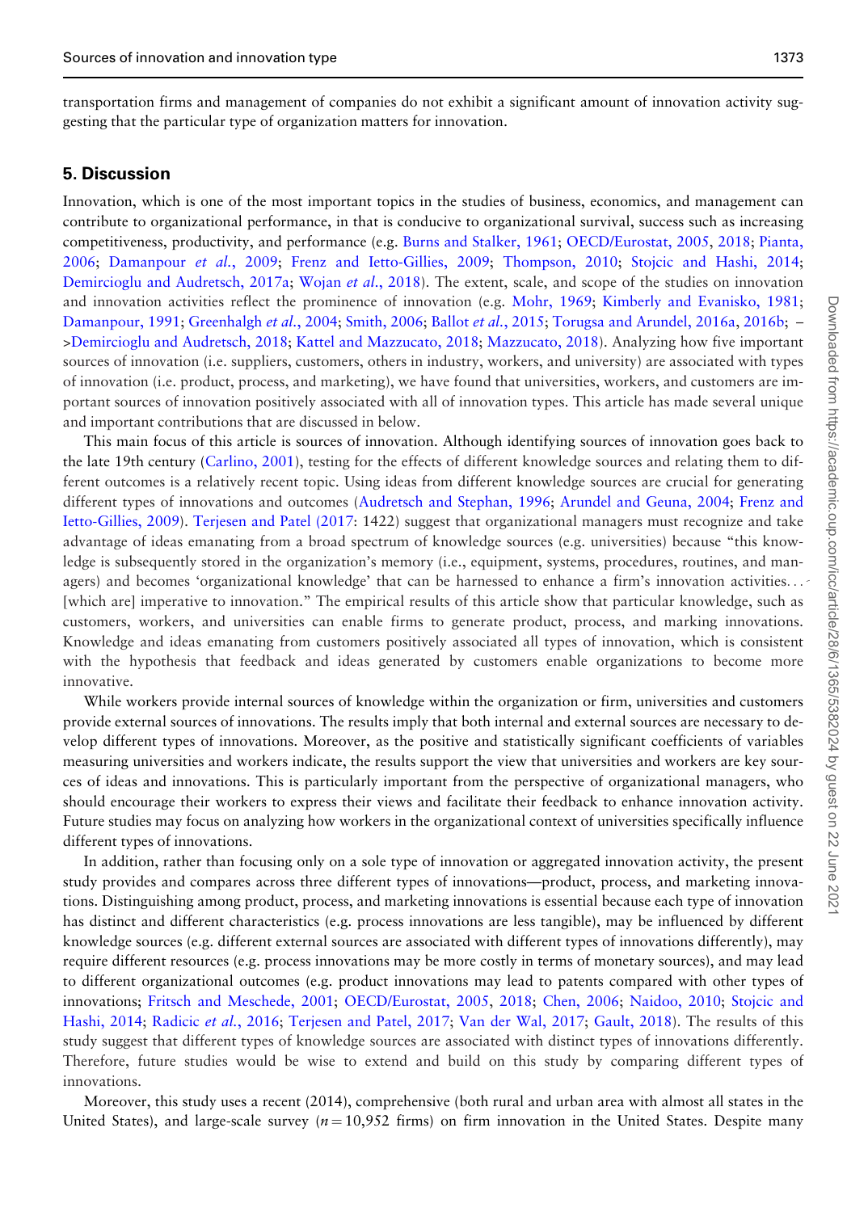transportation firms and management of companies do not exhibit a significant amount of innovation activity suggesting that the particular type of organization matters for innovation.

## 5. Discussion

Innovation, which is one of the most important topics in the studies of business, economics, and management can contribute to organizational performance, in that is conducive to organizational survival, success such as increasing competitiveness, productivity, and performance (e.g. Burns and Stalker, 1961; OECD/Eurostat, 2005, 2018; Pianta, 2006; Damanpour *et al.*, 2009; Frenz and Ietto-Gillies, 2009; Thompson, 2010; Stojcic and Hashi, 2014; Demircioglu and Audretsch, 2017a; Wojan *et al.*, 2018). The extent, scale, and scope of the studies on innovation and innovation activities reflect the prominence of innovation (e.g. Mohr, 1969; Kimberly and Evanisko, 1981; Damanpour, 1991; Greenhalgh *et al.*, 2004; Smith, 2006; Ballot *et al.*, 2015; Torugsa and Arundel, 2016a, 2016b; –>Demircioglu and Audretsch, 2018; Kattel and Mazzucato, 2018; Mazzucato, 2018). Analyzing how five important sources of innovation (i.e. suppliers, customers, others in industry, workers, and university) are associated with types of innovation (i.e. product, process, and marketing), we have found that universities, workers, and customers are important sources of innovation positively associated with all of innovation types. This article has made several unique and important contributions that are discussed in below.

This main focus of this article is sources of innovation. Although identifying sources of innovation goes back to the late 19th century (Carlino, 2001), testing for the effects of different knowledge sources and relating them to different outcomes is a relatively recent topic. Using ideas from different knowledge sources are crucial for generating different types of innovations and outcomes (Audretsch and Stephan, 1996; Arundel and Geuna, 2004; Frenz and Ietto-Gillies, 2009). Terjesen and Patel (2017: 1422) suggest that organizational managers must recognize and take advantage of ideas emanating from a broad spectrum of knowledge sources (e.g. universities) because "this knowledge is subsequently stored in the organization's memory (i.e., equipment, systems, procedures, routines, and managers) and becomes 'organizational knowledge' that can be harnessed to enhance a firm's innovation activities... [which are] imperative to innovation." The empirical results of this article show that particular knowledge, such as customers, workers, and universities can enable firms to generate product, process, and marking innovations. Knowledge and ideas emanating from customers positively associated all types of innovation, which is consistent with the hypothesis that feedback and ideas generated by customers enable organizations to become more innovative.

While workers provide internal sources of knowledge within the organization or firm, universities and customers provide external sources of innovations. The results imply that both internal and external sources are necessary to develop different types of innovations. Moreover, as the positive and statistically significant coefficients of variables measuring universities and workers indicate, the results support the view that universities and workers are key sources of ideas and innovations. This is particularly important from the perspective of organizational managers, who should encourage their workers to express their views and facilitate their feedback to enhance innovation activity. Future studies may focus on analyzing how workers in the organizational context of universities specifically influence different types of innovations.

In addition, rather than focusing only on a sole type of innovation or aggregated innovation activity, the present study provides and compares across three different types of innovations—product, process, and marketing innovations. Distinguishing among product, process, and marketing innovations is essential because each type of innovation has distinct and different characteristics (e.g. process innovations are less tangible), may be influenced by different knowledge sources (e.g. different external sources are associated with different types of innovations differently), may require different resources (e.g. process innovations may be more costly in terms of monetary sources), and may lead to different organizational outcomes (e.g. product innovations may lead to patents compared with other types of innovations; Fritsch and Meschede, 2001; OECD/Eurostat, 2005, 2018; Chen, 2006; Naidoo, 2010; Stojcic and Hashi, 2014; Radicic *et al.*, 2016; Terjesen and Patel, 2017; Van der Wal, 2017; Gault, 2018). The results of this study suggest that different types of knowledge sources are associated with distinct types of innovations differently. Therefore, future studies would be wise to extend and build on this study by comparing different types of innovations.

Moreover, this study uses a recent (2014), comprehensive (both rural and urban area with almost all states in the United States), and large-scale survey ($n = 10{,}952$ firms) on firm innovation in the United States. Despite many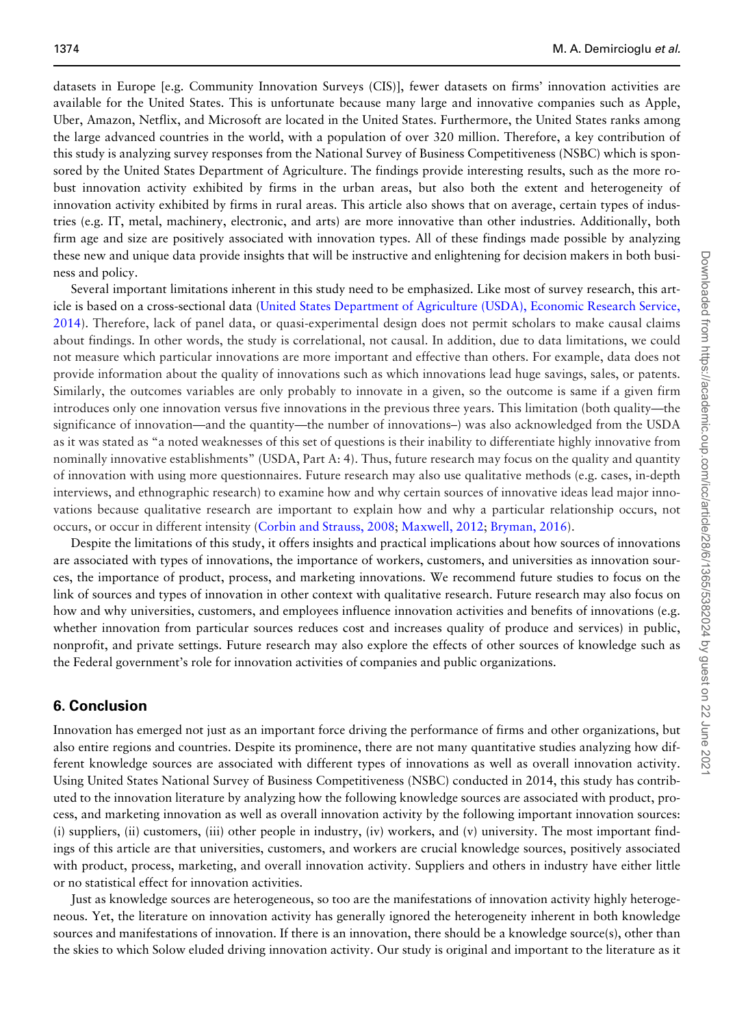datasets in Europe [e.g. Community Innovation Surveys (CIS)], fewer datasets on firms' innovation activities are available for the United States. This is unfortunate because many large and innovative companies such as Apple, Uber, Amazon, Netflix, and Microsoft are located in the United States. Furthermore, the United States ranks among the large advanced countries in the world, with a population of over 320 million. Therefore, a key contribution of this study is analyzing survey responses from the National Survey of Business Competitiveness (NSBC) which is sponsored by the United States Department of Agriculture. The findings provide interesting results, such as the more robust innovation activity exhibited by firms in the urban areas, but also both the extent and heterogeneity of innovation activity exhibited by firms in rural areas. This article also shows that on average, certain types of industries (e.g. IT, metal, machinery, electronic, and arts) are more innovative than other industries. Additionally, both firm age and size are positively associated with innovation types. All of these findings made possible by analyzing these new and unique data provide insights that will be instructive and enlightening for decision makers in both business and policy.

Several important limitations inherent in this study need to be emphasized. Like most of survey research, this article is based on a cross-sectional data (United States Department of Agriculture (USDA), Economic Research Service, 2014). Therefore, lack of panel data, or quasi-experimental design does not permit scholars to make causal claims about findings. In other words, the study is correlational, not causal. In addition, due to data limitations, we could not measure which particular innovations are more important and effective than others. For example, data does not provide information about the quality of innovations such as which innovations lead huge savings, sales, or patents. Similarly, the outcomes variables are only probably to innovate in a given, so the outcome is same if a given firm introduces only one innovation versus five innovations in the previous three years. This limitation (both quality—the significance of innovation—and the quantity—the number of innovations–) was also acknowledged from the USDA as it was stated as "a noted weaknesses of this set of questions is their inability to differentiate highly innovative from nominally innovative establishments" (USDA, Part A: 4). Thus, future research may focus on the quality and quantity of innovation with using more questionnaires. Future research may also use qualitative methods (e.g. cases, in-depth interviews, and ethnographic research) to examine how and why certain sources of innovative ideas lead major innovations because qualitative research are important to explain how and why a particular relationship occurs, not occurs, or occur in different intensity (Corbin and Strauss, 2008; Maxwell, 2012; Bryman, 2016).

Despite the limitations of this study, it offers insights and practical implications about how sources of innovations are associated with types of innovations, the importance of workers, customers, and universities as innovation sources, the importance of product, process, and marketing innovations. We recommend future studies to focus on the link of sources and types of innovation in other context with qualitative research. Future research may also focus on how and why universities, customers, and employees influence innovation activities and benefits of innovations (e.g. whether innovation from particular sources reduces cost and increases quality of produce and services) in public, nonprofit, and private settings. Future research may also explore the effects of other sources of knowledge such as the Federal government's role for innovation activities of companies and public organizations.

## 6. Conclusion

Innovation has emerged not just as an important force driving the performance of firms and other organizations, but also entire regions and countries. Despite its prominence, there are not many quantitative studies analyzing how different knowledge sources are associated with different types of innovations as well as overall innovation activity. Using United States National Survey of Business Competitiveness (NSBC) conducted in 2014, this study has contributed to the innovation literature by analyzing how the following knowledge sources are associated with product, process, and marketing innovation as well as overall innovation activity by the following important innovation sources: (i) suppliers, (ii) customers, (iii) other people in industry, (iv) workers, and (v) university. The most important findings of this article are that universities, customers, and workers are crucial knowledge sources, positively associated with product, process, marketing, and overall innovation activity. Suppliers and others in industry have either little or no statistical effect for innovation activities.

Just as knowledge sources are heterogeneous, so too are the manifestations of innovation activity highly heterogeneous. Yet, the literature on innovation activity has generally ignored the heterogeneity inherent in both knowledge sources and manifestations of innovation. If there is an innovation, there should be a knowledge source(s), other than the skies to which Solow eluded driving innovation activity. Our study is original and important to the literature as it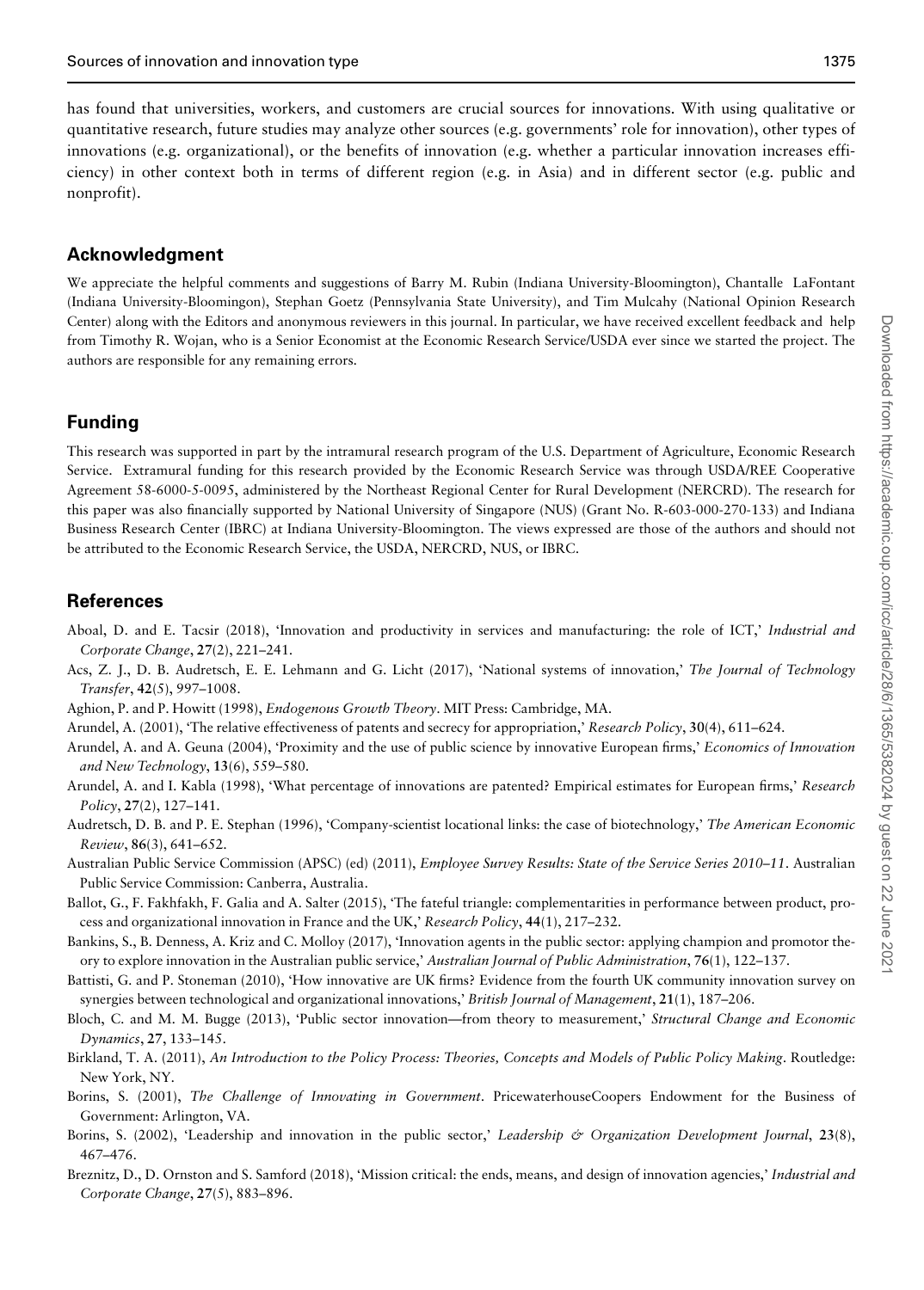has found that universities, workers, and customers are crucial sources for innovations. With using qualitative or quantitative research, future studies may analyze other sources (e.g. governments' role for innovation), other types of innovations (e.g. organizational), or the benefits of innovation (e.g. whether a particular innovation increases efficiency) in other context both in terms of different region (e.g. in Asia) and in different sector (e.g. public and nonprofit).

## Acknowledgment

We appreciate the helpful comments and suggestions of Barry M. Rubin (Indiana University-Bloomington), Chantalle LaFontant (Indiana University-Bloomingon), Stephan Goetz (Pennsylvania State University), and Tim Mulcahy (National Opinion Research Center) along with the Editors and anonymous reviewers in this journal. In particular, we have received excellent feedback and help from Timothy R. Wojan, who is a Senior Economist at the Economic Research Service/USDA ever since we started the project. The authors are responsible for any remaining errors.

## Funding

This research was supported in part by the intramural research program of the U.S. Department of Agriculture, Economic Research Service. Extramural funding for this research provided by the Economic Research Service was through USDA/REE Cooperative Agreement 58-6000-5-0095, administered by the Northeast Regional Center for Rural Development (NERCRD). The research for this paper was also financially supported by National University of Singapore (NUS) (Grant No. R-603-000-270-133) and Indiana Business Research Center (IBRC) at Indiana University-Bloomington. The views expressed are those of the authors and should not be attributed to the Economic Research Service, the USDA, NERCRD, NUS, or IBRC.

## References

Aboal, D. and E. Tacsir (2018), 'Innovation and productivity in services and manufacturing: the role of ICT,' *Industrial and Corporate Change*, **27**(2), 221–241.

Acs, Z. J., D. B. Audretsch, E. E. Lehmann and G. Licht (2017), 'National systems of innovation,' *The Journal of Technology Transfer*, **42**(5), 997–1008.

Aghion, P. and P. Howitt (1998), *Endogenous Growth Theory*. MIT Press: Cambridge, MA.

Arundel, A. (2001), 'The relative effectiveness of patents and secrecy for appropriation,' *Research Policy*, **30**(4), 611–624.

Arundel, A. and A. Geuna (2004), 'Proximity and the use of public science by innovative European firms,' *Economics of Innovation and New Technology*, **13**(6), 559–580.

Arundel, A. and I. Kabla (1998), 'What percentage of innovations are patented? Empirical estimates for European firms,' *Research Policy*, **27**(2), 127–141.

Audretsch, D. B. and P. E. Stephan (1996), 'Company-scientist locational links: the case of biotechnology,' *The American Economic Review*, **86**(3), 641–652.

Australian Public Service Commission (APSC) (ed) (2011), *Employee Survey Results: State of the Service Series 2010–11*. Australian Public Service Commission: Canberra, Australia.

Ballot, G., F. Fakhfakh, F. Galia and A. Salter (2015), 'The fateful triangle: complementarities in performance between product, process and organizational innovation in France and the UK,' *Research Policy*, **44**(1), 217–232.

Bankins, S., B. Denness, A. Kriz and C. Molloy (2017), 'Innovation agents in the public sector: applying champion and promotor theory to explore innovation in the Australian public service,' *Australian Journal of Public Administration*, **76**(1), 122–137.

Battisti, G. and P. Stoneman (2010), 'How innovative are UK firms? Evidence from the fourth UK community innovation survey on synergies between technological and organizational innovations,' *British Journal of Management*, **21**(1), 187–206.

Bloch, C. and M. M. Bugge (2013), 'Public sector innovation—from theory to measurement,' *Structural Change and Economic Dynamics*, **27**, 133–145.

Birkland, T. A. (2011), *An Introduction to the Policy Process: Theories, Concepts and Models of Public Policy Making*. Routledge: New York, NY.

Borins, S. (2001), *The Challenge of Innovating in Government*. PricewaterhouseCoopers Endowment for the Business of Government: Arlington, VA.

Borins, S. (2002), 'Leadership and innovation in the public sector,' *Leadership & Organization Development Journal*, **23**(8), 467–476.

Breznitz, D., D. Ornston and S. Samford (2018), 'Mission critical: the ends, means, and design of innovation agencies,' *Industrial and Corporate Change*, **27**(5), 883–896.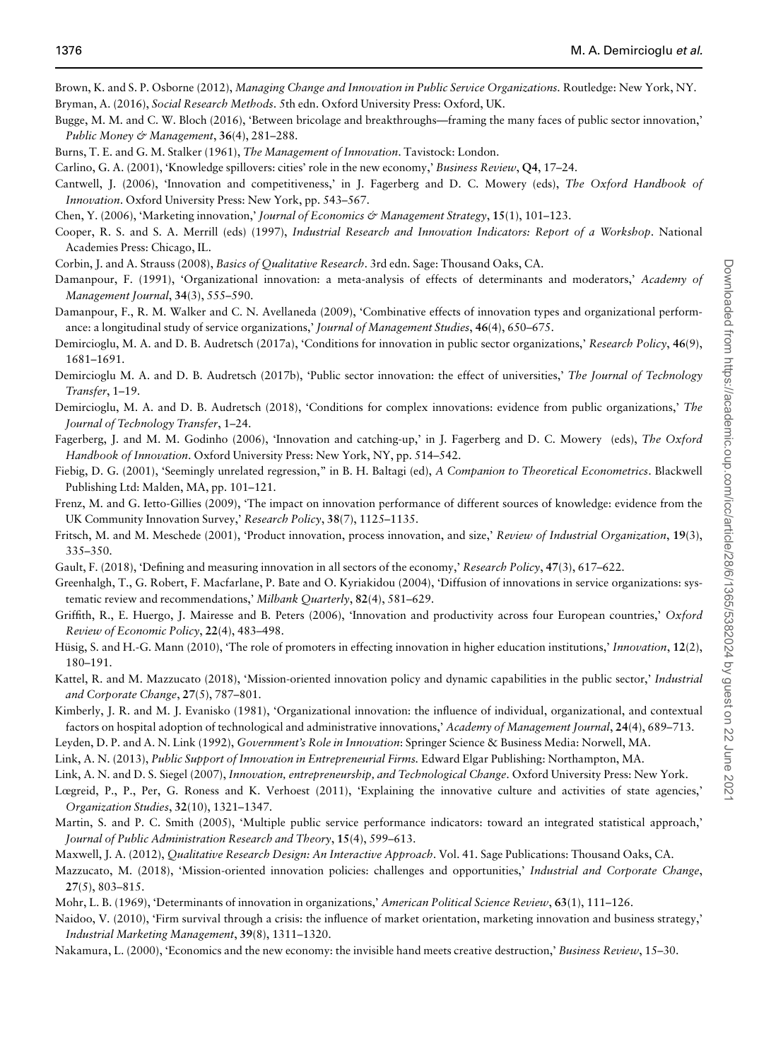Brown, K. and S. P. Osborne (2012), *Managing Change and Innovation in Public Service Organizations*. Routledge: New York, NY.

Bryman, A. (2016), *Social Research Methods*. 5th edn. Oxford University Press: Oxford, UK.

Bugge, M. M. and C. W. Bloch (2016), 'Between bricolage and breakthroughs—framing the many faces of public sector innovation,' *Public Money & Management*, **36**(4), 281–288.

Burns, T. E. and G. M. Stalker (1961), *The Management of Innovation*. Tavistock: London.

Carlino, G. A. (2001), 'Knowledge spillovers: cities' role in the new economy,' *Business Review*, **Q4**, 17–24.

Cantwell, J. (2006), 'Innovation and competitiveness,' in J. Fagerberg and D. C. Mowery (eds), *The Oxford Handbook of Innovation*. Oxford University Press: New York, pp. 543–567.

Chen, Y. (2006), 'Marketing innovation,' *Journal of Economics & Management Strategy*, **15**(1), 101–123.

Cooper, R. S. and S. A. Merrill (eds) (1997), *Industrial Research and Innovation Indicators: Report of a Workshop*. National Academies Press: Chicago, IL.

Corbin, J. and A. Strauss (2008), *Basics of Qualitative Research*. 3rd edn. Sage: Thousand Oaks, CA.

Damanpour, F. (1991), 'Organizational innovation: a meta-analysis of effects of determinants and moderators,' *Academy of Management Journal*, **34**(3), 555–590.

Damanpour, F., R. M. Walker and C. N. Avellaneda (2009), 'Combinative effects of innovation types and organizational performance: a longitudinal study of service organizations,' *Journal of Management Studies*, **46**(4), 650–675.

Demircioglu, M. A. and D. B. Audretsch (2017a), 'Conditions for innovation in public sector organizations,' *Research Policy*, **46**(9), 1681–1691.

Demircioglu M. A. and D. B. Audretsch (2017b), 'Public sector innovation: the effect of universities,' *The Journal of Technology Transfer*, 1–19.

Demircioglu, M. A. and D. B. Audretsch (2018), 'Conditions for complex innovations: evidence from public organizations,' *The Journal of Technology Transfer*, 1–24.

Fagerberg, J. and M. M. Godinho (2006), 'Innovation and catching-up,' in J. Fagerberg and D. C. Mowery (eds), *The Oxford Handbook of Innovation*. Oxford University Press: New York, NY, pp. 514–542.

Fiebig, D. G. (2001), 'Seemingly unrelated regression," in B. H. Baltagi (ed), *A Companion to Theoretical Econometrics*. Blackwell Publishing Ltd: Malden, MA, pp. 101–121.

Frenz, M. and G. Ietto-Gillies (2009), 'The impact on innovation performance of different sources of knowledge: evidence from the UK Community Innovation Survey,' *Research Policy*, **38**(7), 1125–1135.

Fritsch, M. and M. Meschede (2001), 'Product innovation, process innovation, and size,' *Review of Industrial Organization*, **19**(3), 335–350.

Gault, F. (2018), 'Defining and measuring innovation in all sectors of the economy,' *Research Policy*, **47**(3), 617–622.

Greenhalgh, T., G. Robert, F. Macfarlane, P. Bate and O. Kyriakidou (2004), 'Diffusion of innovations in service organizations: systematic review and recommendations,' *Milbank Quarterly*, **82**(4), 581–629.

Griffith, R., E. Huergo, J. Mairesse and B. Peters (2006), 'Innovation and productivity across four European countries,' *Oxford Review of Economic Policy*, **22**(4), 483–498.

Hüsig, S. and H.-G. Mann (2010), 'The role of promoters in effecting innovation in higher education institutions,' *Innovation*, **12**(2), 180–191.

Kattel, R. and M. Mazzucato (2018), 'Mission-oriented innovation policy and dynamic capabilities in the public sector,' *Industrial and Corporate Change*, **27**(5), 787–801.

Kimberly, J. R. and M. J. Evanisko (1981), 'Organizational innovation: the influence of individual, organizational, and contextual factors on hospital adoption of technological and administrative innovations,' *Academy of Management Journal*, **24**(4), 689–713.

Leyden, D. P. and A. N. Link (1992), *Government's Role in Innovation*: Springer Science & Business Media: Norwell, MA.

Link, A. N. (2013), *Public Support of Innovation in Entrepreneurial Firms.* Edward Elgar Publishing: Northampton, MA.

Link, A. N. and D. S. Siegel (2007), *Innovation, entrepreneurship, and Technological Change*. Oxford University Press: New York.

Lægreid, P., P., Per, G. Roness and K. Verhoest (2011), 'Explaining the innovative culture and activities of state agencies,' *Organization Studies*, **32**(10), 1321–1347.

Martin, S. and P. C. Smith (2005), 'Multiple public service performance indicators: toward an integrated statistical approach,' *Journal of Public Administration Research and Theory*, **15**(4), 599–613.

Maxwell, J. A. (2012), *Qualitative Research Design: An Interactive Approach*. Vol. 41. Sage Publications: Thousand Oaks, CA.

Mazzucato, M. (2018), 'Mission-oriented innovation policies: challenges and opportunities,' *Industrial and Corporate Change*, **27**(5), 803–815.

Mohr, L. B. (1969), 'Determinants of innovation in organizations,' *American Political Science Review*, **63**(1), 111–126.

Naidoo, V. (2010), 'Firm survival through a crisis: the influence of market orientation, marketing innovation and business strategy,' *Industrial Marketing Management*, **39**(8), 1311–1320.

Nakamura, L. (2000), 'Economics and the new economy: the invisible hand meets creative destruction,' *Business Review*, 15–30.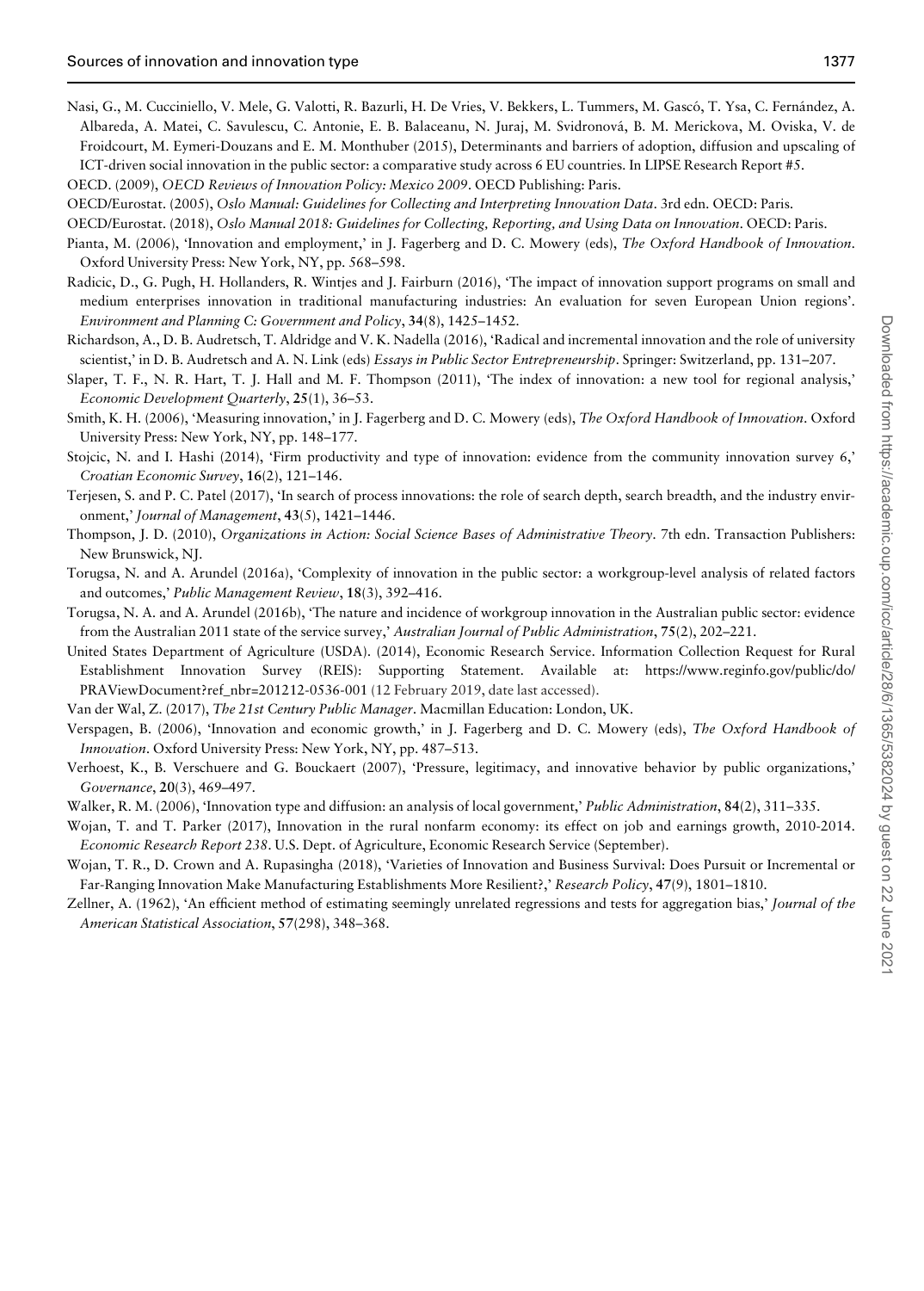Nasi, G., M. Cucciniello, V. Mele, G. Valotti, R. Bazurli, H. De Vries, V. Bekkers, L. Tummers, M. Gascó, T. Ysa, C. Fernández, A. Albareda, A. Matei, C. Savulescu, C. Antonie, E. B. Balaceanu, N. Juraj, M. Svidronová, B. M. Merickova, M. Oviska, V. de Froidcourt, M. Eymeri-Douzans and E. M. Monthuber (2015), Determinants and barriers of adoption, diffusion and upscaling of ICT-driven social innovation in the public sector: a comparative study across 6 EU countries. In LIPSE Research Report #5.

OECD. (2009), *OECD Reviews of Innovation Policy: Mexico 2009*. OECD Publishing: Paris.

OECD/Eurostat. (2005), *Oslo Manual: Guidelines for Collecting and Interpreting Innovation Data*. 3rd edn. OECD: Paris.

OECD/Eurostat. (2018), *Oslo Manual 2018: Guidelines for Collecting, Reporting, and Using Data on Innovation*. OECD: Paris.

Pianta, M. (2006), 'Innovation and employment,' in J. Fagerberg and D. C. Mowery (eds), *The Oxford Handbook of Innovation*. Oxford University Press: New York, NY, pp. 568–598.

Radicic, D., G. Pugh, H. Hollanders, R. Wintjes and J. Fairburn (2016), 'The impact of innovation support programs on small and medium enterprises innovation in traditional manufacturing industries: An evaluation for seven European Union regions'. *Environment and Planning C: Government and Policy*, **34**(8), 1425–1452.

Richardson, A., D. B. Audretsch, T. Aldridge and V. K. Nadella (2016), 'Radical and incremental innovation and the role of university scientist,' in D. B. Audretsch and A. N. Link (eds) *Essays in Public Sector Entrepreneurship*. Springer: Switzerland, pp. 131–207.

Slaper, T. F., N. R. Hart, T. J. Hall and M. F. Thompson (2011), 'The index of innovation: a new tool for regional analysis,' *Economic Development Quarterly*, **25**(1), 36–53.

Smith, K. H. (2006), 'Measuring innovation,' in J. Fagerberg and D. C. Mowery (eds), *The Oxford Handbook of Innovation*. Oxford University Press: New York, NY, pp. 148–177.

Stojcic, N. and I. Hashi (2014), 'Firm productivity and type of innovation: evidence from the community innovation survey 6,' *Croatian Economic Survey*, **16**(2), 121–146.

Terjesen, S. and P. C. Patel (2017), 'In search of process innovations: the role of search depth, search breadth, and the industry environment,' *Journal of Management*, **43**(5), 1421–1446.

Thompson, J. D. (2010), *Organizations in Action: Social Science Bases of Administrative Theory*. 7th edn. Transaction Publishers: New Brunswick, NJ.

Torugsa, N. and A. Arundel (2016a), 'Complexity of innovation in the public sector: a workgroup-level analysis of related factors and outcomes,' *Public Management Review*, **18**(3), 392–416.

Torugsa, N. A. and A. Arundel (2016b), 'The nature and incidence of workgroup innovation in the Australian public sector: evidence from the Australian 2011 state of the service survey,' *Australian Journal of Public Administration*, **75**(2), 202–221.

United States Department of Agriculture (USDA). (2014), Economic Research Service. Information Collection Request for Rural Establishment Innovation Survey (REIS): Supporting Statement. Available at: https://www.reginfo.gov/public/do/PRAViewDocument?ref_nbr=201212-0536-001 (12 February 2019, date last accessed).

Van der Wal, Z. (2017), *The 21st Century Public Manager*. Macmillan Education: London, UK.

Verspagen, B. (2006), 'Innovation and economic growth,' in J. Fagerberg and D. C. Mowery (eds), *The Oxford Handbook of Innovation*. Oxford University Press: New York, NY, pp. 487–513.

Verhoest, K., B. Verschuere and G. Bouckaert (2007), 'Pressure, legitimacy, and innovative behavior by public organizations,' *Governance*, **20**(3), 469–497.

Walker, R. M. (2006), 'Innovation type and diffusion: an analysis of local government,' *Public Administration*, **84**(2), 311–335.

Wojan, T. and T. Parker (2017), Innovation in the rural nonfarm economy: its effect on job and earnings growth, 2010-2014. *Economic Research Report 238*. U.S. Dept. of Agriculture, Economic Research Service (September).

Wojan, T. R., D. Crown and A. Rupasingha (2018), 'Varieties of Innovation and Business Survival: Does Pursuit or Incremental or Far-Ranging Innovation Make Manufacturing Establishments More Resilient?,' *Research Policy*, **47**(9), 1801–1810.

Zellner, A. (1962), 'An efficient method of estimating seemingly unrelated regressions and tests for aggregation bias,' *Journal of the American Statistical Association*, **57**(298), 348–368.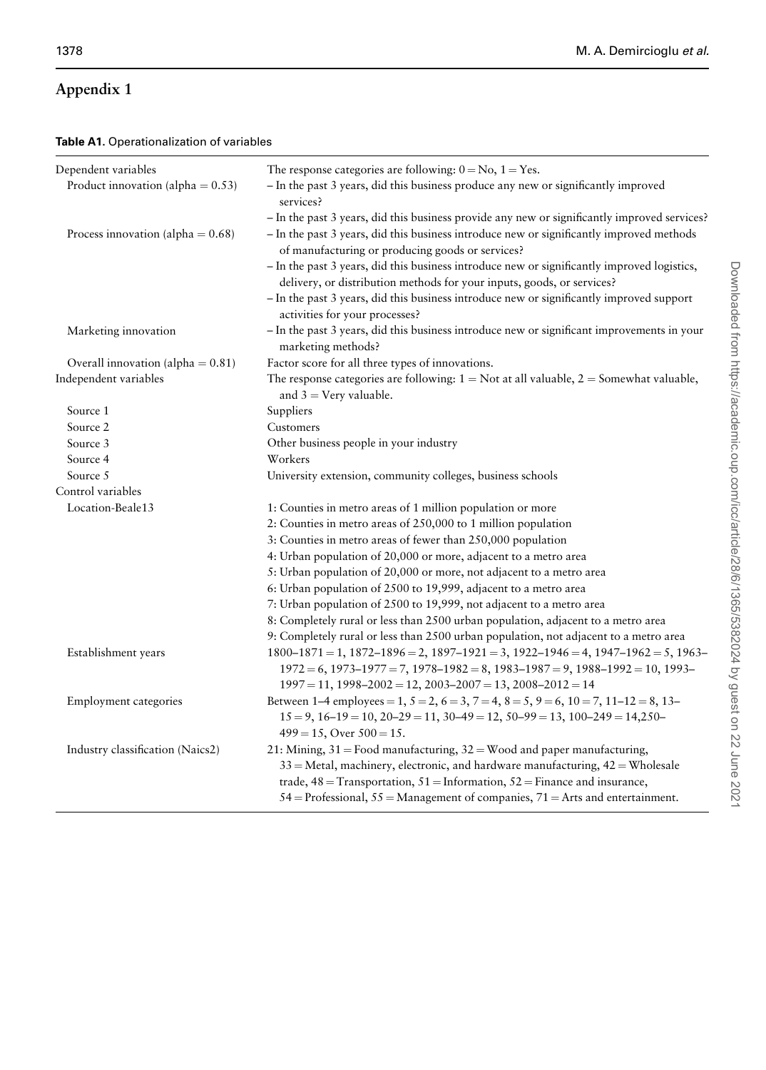# Appendix 1

**Table A1.** Operationalization of variables

| | |
|---|---|
| Dependent variables | The response categories are following: 0 = No, 1 = Yes. |
| Product innovation (alpha = 0.53) | – In the past 3 years, did this business produce any new or significantly improved services? |
| | – In the past 3 years, did this business provide any new or significantly improved services? |
| Process innovation (alpha = 0.68) | – In the past 3 years, did this business introduce new or significantly improved methods of manufacturing or producing goods or services? |
| | – In the past 3 years, did this business introduce new or significantly improved logistics, delivery, or distribution methods for your inputs, goods, or services? |
| | – In the past 3 years, did this business introduce new or significantly improved support activities for your processes? |
| Marketing innovation | – In the past 3 years, did this business introduce new or significant improvements in your marketing methods? |
| Overall innovation (alpha = 0.81) | Factor score for all three types of innovations. |
| Independent variables | The response categories are following: 1 = Not at all valuable, 2 = Somewhat valuable, and 3 = Very valuable. |
| Source 1 | Suppliers |
| Source 2 | Customers |
| Source 3 | Other business people in your industry |
| Source 4 | Workers |
| Source 5 | University extension, community colleges, business schools |
| Control variables | |
| Location-Beale13 | 1: Counties in metro areas of 1 million population or more |
| | 2: Counties in metro areas of 250,000 to 1 million population |
| | 3: Counties in metro areas of fewer than 250,000 population |
| | 4: Urban population of 20,000 or more, adjacent to a metro area |
| | 5: Urban population of 20,000 or more, not adjacent to a metro area |
| | 6: Urban population of 2500 to 19,999, adjacent to a metro area |
| | 7: Urban population of 2500 to 19,999, not adjacent to a metro area |
| | 8: Completely rural or less than 2500 urban population, adjacent to a metro area |
| | 9: Completely rural or less than 2500 urban population, not adjacent to a metro area |
| Establishment years | 1800–1871 = 1, 1872–1896 = 2, 1897–1921 = 3, 1922–1946 = 4, 1947–1962 = 5, 1963–1972 = 6, 1973–1977 = 7, 1978–1982 = 8, 1983–1987 = 9, 1988–1992 = 10, 1993–1997 = 11, 1998–2002 = 12, 2003–2007 = 13, 2008–2012 = 14 |
| Employment categories | Between 1–4 employees = 1, 5 = 2, 6 = 3, 7 = 4, 8 = 5, 9 = 6, 10 = 7, 11–12 = 8, 13–15 = 9, 16–19 = 10, 20–29 = 11, 30–49 = 12, 50–99 = 13, 100–249 = 14,250–499 = 15, Over 500 = 15. |
| Industry classification (Naics2) | 21: Mining, 31 = Food manufacturing, 32 = Wood and paper manufacturing, 33 = Metal, machinery, electronic, and hardware manufacturing, 42 = Wholesale trade, 48 = Transportation, 51 = Information, 52 = Finance and insurance, 54 = Professional, 55 = Management of companies, 71 = Arts and entertainment. |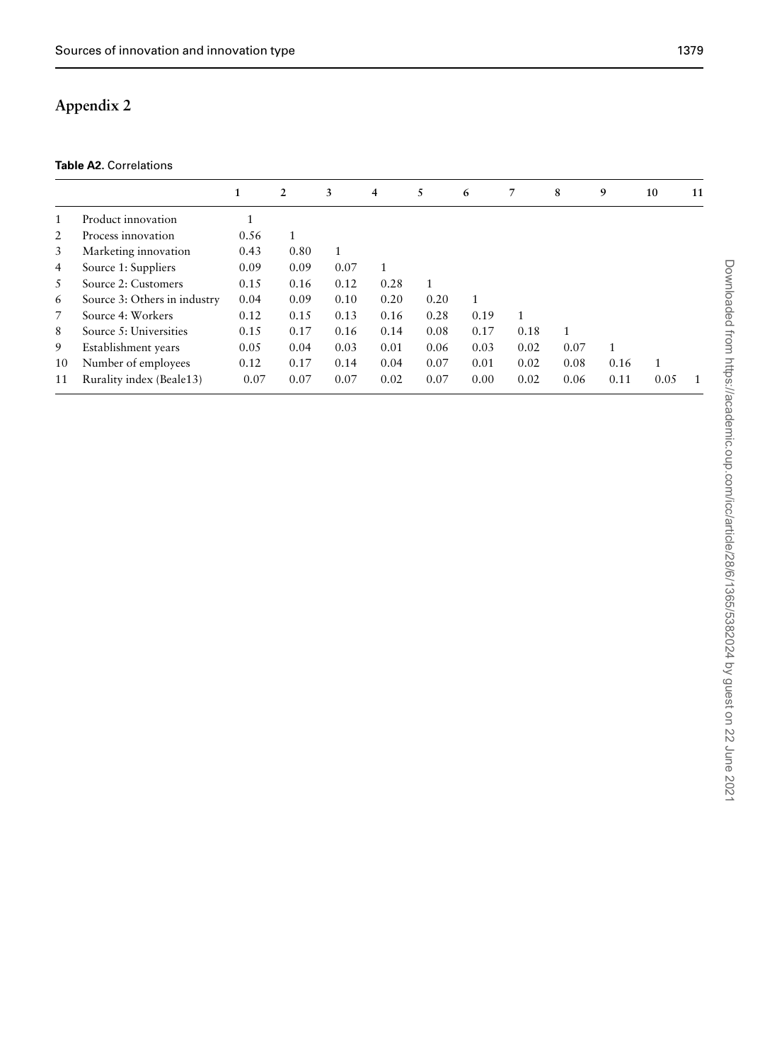## Appendix 2

**Table A2.** Correlations

| | | 1 | 2 | 3 | 4 | 5 | 6 | 7 | 8 | 9 | 10 | 11 |
|---|---|---|---|---|---|---|---|---|---|---|---|---|
| 1 | Product innovation | 1 | | | | | | | | | | |
| 2 | Process innovation | 0.56 | 1 | | | | | | | | | |
| 3 | Marketing innovation | 0.43 | 0.80 | 1 | | | | | | | | |
| 4 | Source 1: Suppliers | 0.09 | 0.09 | 0.07 | 1 | | | | | | | |
| 5 | Source 2: Customers | 0.15 | 0.16 | 0.12 | 0.28 | 1 | | | | | | |
| 6 | Source 3: Others in industry | 0.04 | 0.09 | 0.10 | 0.20 | 0.20 | 1 | | | | | |
| 7 | Source 4: Workers | 0.12 | 0.15 | 0.13 | 0.16 | 0.28 | 0.19 | 1 | | | | |
| 8 | Source 5: Universities | 0.15 | 0.17 | 0.16 | 0.14 | 0.08 | 0.17 | 0.18 | 1 | | | |
| 9 | Establishment years | 0.05 | 0.04 | 0.03 | 0.01 | 0.06 | 0.03 | 0.02 | 0.07 | 1 | | |
| 10 | Number of employees | 0.12 | 0.17 | 0.14 | 0.04 | 0.07 | 0.01 | 0.02 | 0.08 | 0.16 | 1 | |
| 11 | Rurality index (Beale13) | 0.07 | 0.07 | 0.07 | 0.02 | 0.07 | 0.00 | 0.02 | 0.06 | 0.11 | 0.05 | 1 |